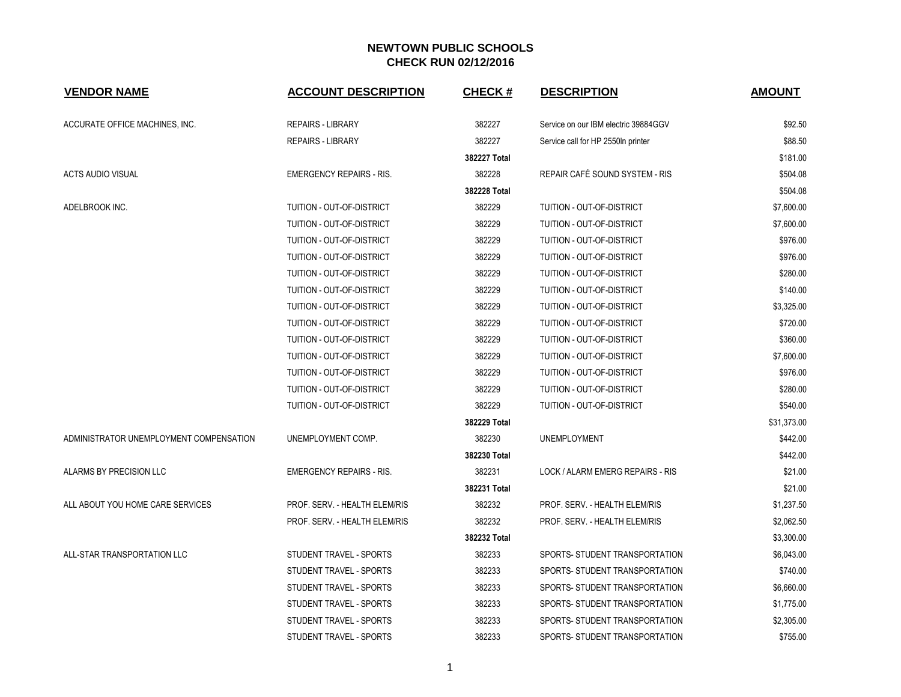# NEWTOWN PUBLIC SCHOOLS
## CHECK RUN 02/12/2016

| VENDOR NAME | ACCOUNT DESCRIPTION | CHECK # | DESCRIPTION | AMOUNT |
|---|---|---|---|---|
| ACCURATE OFFICE MACHINES, INC. | REPAIRS - LIBRARY | 382227 | Service on our IBM electric 39884GGV | $92.50 |
| | REPAIRS - LIBRARY | 382227 | Service call for HP 2550ln printer | $88.50 |
| | | **382227 Total** | | $181.00 |
| ACTS AUDIO VISUAL | EMERGENCY REPAIRS - RIS. | 382228 | REPAIR CAFÉ SOUND SYSTEM - RIS | $504.08 |
| | | **382228 Total** | | $504.08 |
| ADELBROOK INC. | TUITION - OUT-OF-DISTRICT | 382229 | TUITION - OUT-OF-DISTRICT | $7,600.00 |
| | TUITION - OUT-OF-DISTRICT | 382229 | TUITION - OUT-OF-DISTRICT | $7,600.00 |
| | TUITION - OUT-OF-DISTRICT | 382229 | TUITION - OUT-OF-DISTRICT | $976.00 |
| | TUITION - OUT-OF-DISTRICT | 382229 | TUITION - OUT-OF-DISTRICT | $976.00 |
| | TUITION - OUT-OF-DISTRICT | 382229 | TUITION - OUT-OF-DISTRICT | $280.00 |
| | TUITION - OUT-OF-DISTRICT | 382229 | TUITION - OUT-OF-DISTRICT | $140.00 |
| | TUITION - OUT-OF-DISTRICT | 382229 | TUITION - OUT-OF-DISTRICT | $3,325.00 |
| | TUITION - OUT-OF-DISTRICT | 382229 | TUITION - OUT-OF-DISTRICT | $720.00 |
| | TUITION - OUT-OF-DISTRICT | 382229 | TUITION - OUT-OF-DISTRICT | $360.00 |
| | TUITION - OUT-OF-DISTRICT | 382229 | TUITION - OUT-OF-DISTRICT | $7,600.00 |
| | TUITION - OUT-OF-DISTRICT | 382229 | TUITION - OUT-OF-DISTRICT | $976.00 |
| | TUITION - OUT-OF-DISTRICT | 382229 | TUITION - OUT-OF-DISTRICT | $280.00 |
| | TUITION - OUT-OF-DISTRICT | 382229 | TUITION - OUT-OF-DISTRICT | $540.00 |
| | | **382229 Total** | | $31,373.00 |
| ADMINISTRATOR UNEMPLOYMENT COMPENSATION | UNEMPLOYMENT COMP. | 382230 | UNEMPLOYMENT | $442.00 |
| | | **382230 Total** | | $442.00 |
| ALARMS BY PRECISION LLC | EMERGENCY REPAIRS - RIS. | 382231 | LOCK / ALARM EMERG REPAIRS - RIS | $21.00 |
| | | **382231 Total** | | $21.00 |
| ALL ABOUT YOU HOME CARE SERVICES | PROF. SERV. - HEALTH ELEM/RIS | 382232 | PROF. SERV. - HEALTH ELEM/RIS | $1,237.50 |
| | PROF. SERV. - HEALTH ELEM/RIS | 382232 | PROF. SERV. - HEALTH ELEM/RIS | $2,062.50 |
| | | **382232 Total** | | $3,300.00 |
| ALL-STAR TRANSPORTATION LLC | STUDENT TRAVEL - SPORTS | 382233 | SPORTS- STUDENT TRANSPORTATION | $6,043.00 |
| | STUDENT TRAVEL - SPORTS | 382233 | SPORTS- STUDENT TRANSPORTATION | $740.00 |
| | STUDENT TRAVEL - SPORTS | 382233 | SPORTS- STUDENT TRANSPORTATION | $6,660.00 |
| | STUDENT TRAVEL - SPORTS | 382233 | SPORTS- STUDENT TRANSPORTATION | $1,775.00 |
| | STUDENT TRAVEL - SPORTS | 382233 | SPORTS- STUDENT TRANSPORTATION | $2,305.00 |
| | STUDENT TRAVEL - SPORTS | 382233 | SPORTS- STUDENT TRANSPORTATION | $755.00 |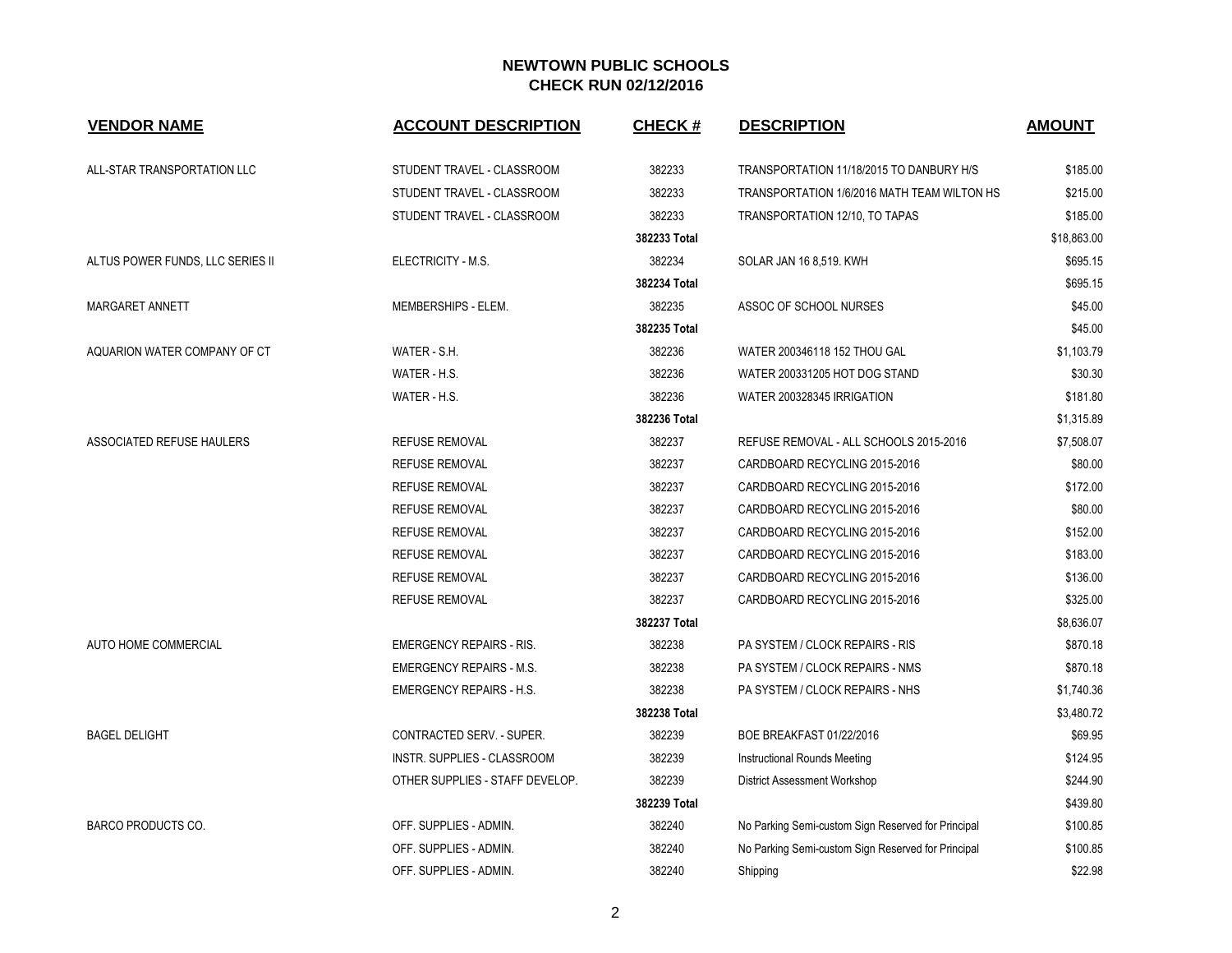# NEWTOWN PUBLIC SCHOOLS
## CHECK RUN 02/12/2016

| VENDOR NAME | ACCOUNT DESCRIPTION | CHECK # | DESCRIPTION | AMOUNT |
|---|---|---|---|---|
| ALL-STAR TRANSPORTATION LLC | STUDENT TRAVEL - CLASSROOM | 382233 | TRANSPORTATION 11/18/2015 TO DANBURY H/S | $185.00 |
| | STUDENT TRAVEL - CLASSROOM | 382233 | TRANSPORTATION 1/6/2016 MATH TEAM WILTON HS | $215.00 |
| | STUDENT TRAVEL - CLASSROOM | 382233 | TRANSPORTATION 12/10, TO TAPAS | $185.00 |
| | | **382233 Total** | | $18,863.00 |
| ALTUS POWER FUNDS, LLC SERIES II | ELECTRICITY - M.S. | 382234 | SOLAR JAN 16 8,519. KWH | $695.15 |
| | | **382234 Total** | | $695.15 |
| MARGARET ANNETT | MEMBERSHIPS - ELEM. | 382235 | ASSOC OF SCHOOL NURSES | $45.00 |
| | | **382235 Total** | | $45.00 |
| AQUARION WATER COMPANY OF CT | WATER - S.H. | 382236 | WATER 200346118 152 THOU GAL | $1,103.79 |
| | WATER - H.S. | 382236 | WATER 200331205 HOT DOG STAND | $30.30 |
| | WATER - H.S. | 382236 | WATER 200328345 IRRIGATION | $181.80 |
| | | **382236 Total** | | $1,315.89 |
| ASSOCIATED REFUSE HAULERS | REFUSE REMOVAL | 382237 | REFUSE REMOVAL - ALL SCHOOLS 2015-2016 | $7,508.07 |
| | REFUSE REMOVAL | 382237 | CARDBOARD RECYCLING 2015-2016 | $80.00 |
| | REFUSE REMOVAL | 382237 | CARDBOARD RECYCLING 2015-2016 | $172.00 |
| | REFUSE REMOVAL | 382237 | CARDBOARD RECYCLING 2015-2016 | $80.00 |
| | REFUSE REMOVAL | 382237 | CARDBOARD RECYCLING 2015-2016 | $152.00 |
| | REFUSE REMOVAL | 382237 | CARDBOARD RECYCLING 2015-2016 | $183.00 |
| | REFUSE REMOVAL | 382237 | CARDBOARD RECYCLING 2015-2016 | $136.00 |
| | REFUSE REMOVAL | 382237 | CARDBOARD RECYCLING 2015-2016 | $325.00 |
| | | **382237 Total** | | $8,636.07 |
| AUTO HOME COMMERCIAL | EMERGENCY REPAIRS - RIS. | 382238 | PA SYSTEM / CLOCK REPAIRS - RIS | $870.18 |
| | EMERGENCY REPAIRS - M.S. | 382238 | PA SYSTEM / CLOCK REPAIRS - NMS | $870.18 |
| | EMERGENCY REPAIRS - H.S. | 382238 | PA SYSTEM / CLOCK REPAIRS - NHS | $1,740.36 |
| | | **382238 Total** | | $3,480.72 |
| BAGEL DELIGHT | CONTRACTED SERV. - SUPER. | 382239 | BOE BREAKFAST 01/22/2016 | $69.95 |
| | INSTR. SUPPLIES - CLASSROOM | 382239 | Instructional Rounds Meeting | $124.95 |
| | OTHER SUPPLIES - STAFF DEVELOP. | 382239 | District Assessment Workshop | $244.90 |
| | | **382239 Total** | | $439.80 |
| BARCO PRODUCTS CO. | OFF. SUPPLIES - ADMIN. | 382240 | No Parking Semi-custom Sign Reserved for Principal | $100.85 |
| | OFF. SUPPLIES - ADMIN. | 382240 | No Parking Semi-custom Sign Reserved for Principal | $100.85 |
| | OFF. SUPPLIES - ADMIN. | 382240 | Shipping | $22.98 |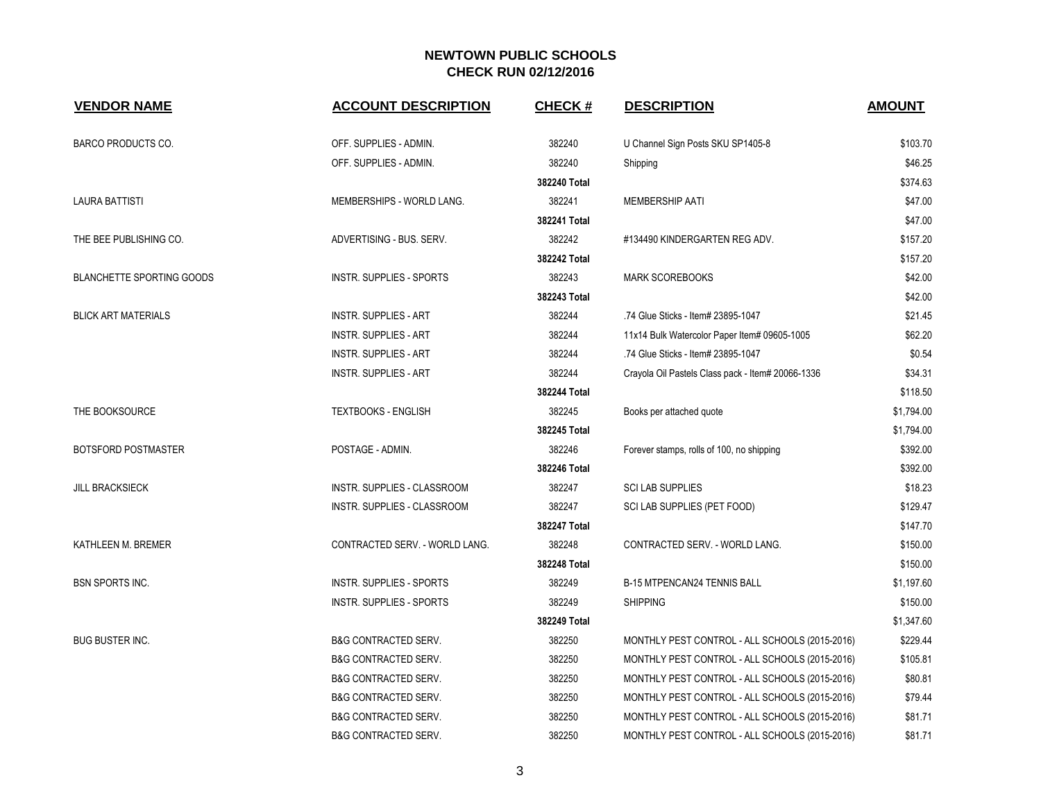# NEWTOWN PUBLIC SCHOOLS
## CHECK RUN 02/12/2016

| VENDOR NAME | ACCOUNT DESCRIPTION | CHECK # | DESCRIPTION | AMOUNT |
|---|---|---|---|---|
| BARCO PRODUCTS CO. | OFF. SUPPLIES - ADMIN. | 382240 | U Channel Sign Posts SKU SP1405-8 | $103.70 |
| | OFF. SUPPLIES - ADMIN. | 382240 | Shipping | $46.25 |
| | | **382240 Total** | | $374.63 |
| LAURA BATTISTI | MEMBERSHIPS - WORLD LANG. | 382241 | MEMBERSHIP AATI | $47.00 |
| | | **382241 Total** | | $47.00 |
| THE BEE PUBLISHING CO. | ADVERTISING - BUS. SERV. | 382242 | #134490 KINDERGARTEN REG ADV. | $157.20 |
| | | **382242 Total** | | $157.20 |
| BLANCHETTE SPORTING GOODS | INSTR. SUPPLIES - SPORTS | 382243 | MARK SCOREBOOKS | $42.00 |
| | | **382243 Total** | | $42.00 |
| BLICK ART MATERIALS | INSTR. SUPPLIES - ART | 382244 | .74 Glue Sticks - Item# 23895-1047 | $21.45 |
| | INSTR. SUPPLIES - ART | 382244 | 11x14 Bulk Watercolor Paper Item# 09605-1005 | $62.20 |
| | INSTR. SUPPLIES - ART | 382244 | .74 Glue Sticks - Item# 23895-1047 | $0.54 |
| | INSTR. SUPPLIES - ART | 382244 | Crayola Oil Pastels Class pack - Item# 20066-1336 | $34.31 |
| | | **382244 Total** | | $118.50 |
| THE BOOKSOURCE | TEXTBOOKS - ENGLISH | 382245 | Books per attached quote | $1,794.00 |
| | | **382245 Total** | | $1,794.00 |
| BOTSFORD POSTMASTER | POSTAGE - ADMIN. | 382246 | Forever stamps, rolls of 100, no shipping | $392.00 |
| | | **382246 Total** | | $392.00 |
| JILL BRACKSIECK | INSTR. SUPPLIES - CLASSROOM | 382247 | SCI LAB SUPPLIES | $18.23 |
| | INSTR. SUPPLIES - CLASSROOM | 382247 | SCI LAB SUPPLIES (PET FOOD) | $129.47 |
| | | **382247 Total** | | $147.70 |
| KATHLEEN M. BREMER | CONTRACTED SERV. - WORLD LANG. | 382248 | CONTRACTED SERV. - WORLD LANG. | $150.00 |
| | | **382248 Total** | | $150.00 |
| BSN SPORTS INC. | INSTR. SUPPLIES - SPORTS | 382249 | B-15 MTPENCAN24 TENNIS BALL | $1,197.60 |
| | INSTR. SUPPLIES - SPORTS | 382249 | SHIPPING | $150.00 |
| | | **382249 Total** | | $1,347.60 |
| BUG BUSTER INC. | B&G CONTRACTED SERV. | 382250 | MONTHLY PEST CONTROL - ALL SCHOOLS (2015-2016) | $229.44 |
| | B&G CONTRACTED SERV. | 382250 | MONTHLY PEST CONTROL - ALL SCHOOLS (2015-2016) | $105.81 |
| | B&G CONTRACTED SERV. | 382250 | MONTHLY PEST CONTROL - ALL SCHOOLS (2015-2016) | $80.81 |
| | B&G CONTRACTED SERV. | 382250 | MONTHLY PEST CONTROL - ALL SCHOOLS (2015-2016) | $79.44 |
| | B&G CONTRACTED SERV. | 382250 | MONTHLY PEST CONTROL - ALL SCHOOLS (2015-2016) | $81.71 |
| | B&G CONTRACTED SERV. | 382250 | MONTHLY PEST CONTROL - ALL SCHOOLS (2015-2016) | $81.71 |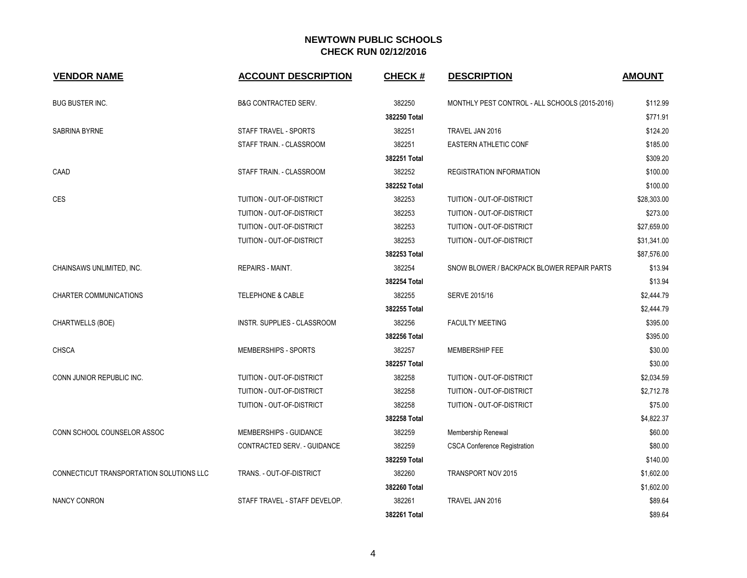## NEWTOWN PUBLIC SCHOOLS
## CHECK RUN 02/12/2016

| VENDOR NAME | ACCOUNT DESCRIPTION | CHECK # | DESCRIPTION | AMOUNT |
|---|---|---|---|---|
| BUG BUSTER INC. | B&G CONTRACTED SERV. | 382250 | MONTHLY PEST CONTROL - ALL SCHOOLS (2015-2016) | $112.99 |
| | | **382250 Total** | | $771.91 |
| SABRINA BYRNE | STAFF TRAVEL - SPORTS | 382251 | TRAVEL JAN 2016 | $124.20 |
| | STAFF TRAIN. - CLASSROOM | 382251 | EASTERN ATHLETIC CONF | $185.00 |
| | | **382251 Total** | | $309.20 |
| CAAD | STAFF TRAIN. - CLASSROOM | 382252 | REGISTRATION INFORMATION | $100.00 |
| | | **382252 Total** | | $100.00 |
| CES | TUITION - OUT-OF-DISTRICT | 382253 | TUITION - OUT-OF-DISTRICT | $28,303.00 |
| | TUITION - OUT-OF-DISTRICT | 382253 | TUITION - OUT-OF-DISTRICT | $273.00 |
| | TUITION - OUT-OF-DISTRICT | 382253 | TUITION - OUT-OF-DISTRICT | $27,659.00 |
| | TUITION - OUT-OF-DISTRICT | 382253 | TUITION - OUT-OF-DISTRICT | $31,341.00 |
| | | **382253 Total** | | $87,576.00 |
| CHAINSAWS UNLIMITED, INC. | REPAIRS - MAINT. | 382254 | SNOW BLOWER / BACKPACK BLOWER REPAIR PARTS | $13.94 |
| | | **382254 Total** | | $13.94 |
| CHARTER COMMUNICATIONS | TELEPHONE & CABLE | 382255 | SERVE 2015/16 | $2,444.79 |
| | | **382255 Total** | | $2,444.79 |
| CHARTWELLS (BOE) | INSTR. SUPPLIES - CLASSROOM | 382256 | FACULTY MEETING | $395.00 |
| | | **382256 Total** | | $395.00 |
| CHSCA | MEMBERSHIPS - SPORTS | 382257 | MEMBERSHIP FEE | $30.00 |
| | | **382257 Total** | | $30.00 |
| CONN JUNIOR REPUBLIC INC. | TUITION - OUT-OF-DISTRICT | 382258 | TUITION - OUT-OF-DISTRICT | $2,034.59 |
| | TUITION - OUT-OF-DISTRICT | 382258 | TUITION - OUT-OF-DISTRICT | $2,712.78 |
| | TUITION - OUT-OF-DISTRICT | 382258 | TUITION - OUT-OF-DISTRICT | $75.00 |
| | | **382258 Total** | | $4,822.37 |
| CONN SCHOOL COUNSELOR ASSOC | MEMBERSHIPS - GUIDANCE | 382259 | Membership Renewal | $60.00 |
| | CONTRACTED SERV. - GUIDANCE | 382259 | CSCA Conference Registration | $80.00 |
| | | **382259 Total** | | $140.00 |
| CONNECTICUT TRANSPORTATION SOLUTIONS LLC | TRANS. - OUT-OF-DISTRICT | 382260 | TRANSPORT NOV 2015 | $1,602.00 |
| | | **382260 Total** | | $1,602.00 |
| NANCY CONRON | STAFF TRAVEL - STAFF DEVELOP. | 382261 | TRAVEL JAN 2016 | $89.64 |
| | | **382261 Total** | | $89.64 |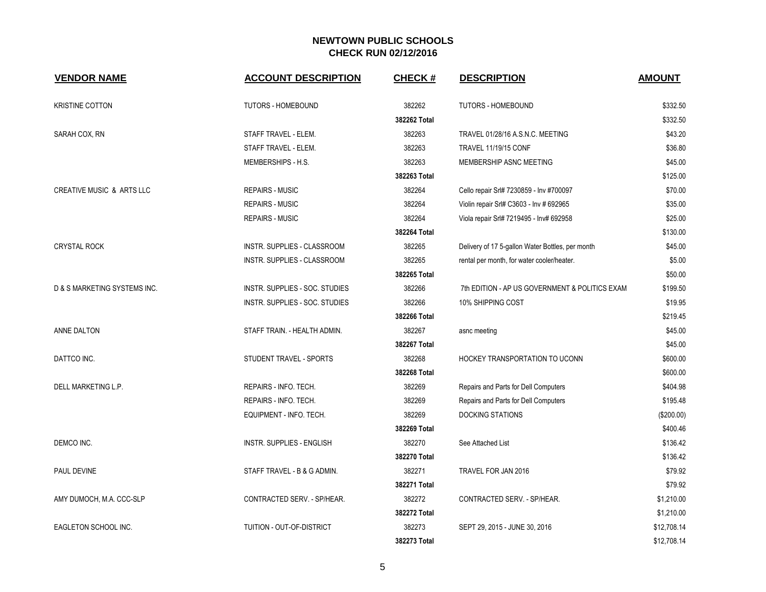# NEWTOWN PUBLIC SCHOOLS
## CHECK RUN 02/12/2016

| VENDOR NAME | ACCOUNT DESCRIPTION | CHECK # | DESCRIPTION | AMOUNT |
|---|---|---|---|---|
| KRISTINE COTTON | TUTORS - HOMEBOUND | 382262 | TUTORS - HOMEBOUND | $332.50 |
| | | 382262 Total | | $332.50 |
| SARAH COX, RN | STAFF TRAVEL - ELEM. | 382263 | TRAVEL 01/28/16 A.S.N.C. MEETING | $43.20 |
| | STAFF TRAVEL - ELEM. | 382263 | TRAVEL 11/19/15 CONF | $36.80 |
| | MEMBERSHIPS - H.S. | 382263 | MEMBERSHIP ASNC MEETING | $45.00 |
| | | 382263 Total | | $125.00 |
| CREATIVE MUSIC & ARTS LLC | REPAIRS - MUSIC | 382264 | Cello repair Srl# 7230859 - Inv #700097 | $70.00 |
| | REPAIRS - MUSIC | 382264 | Violin repair Srl# C3603 - Inv # 692965 | $35.00 |
| | REPAIRS - MUSIC | 382264 | Viola repair Srl# 7219495 - Inv# 692958 | $25.00 |
| | | 382264 Total | | $130.00 |
| CRYSTAL ROCK | INSTR. SUPPLIES - CLASSROOM | 382265 | Delivery of 17 5-gallon Water Bottles, per month | $45.00 |
| | INSTR. SUPPLIES - CLASSROOM | 382265 | rental per month, for water cooler/heater. | $5.00 |
| | | 382265 Total | | $50.00 |
| D & S MARKETING SYSTEMS INC. | INSTR. SUPPLIES - SOC. STUDIES | 382266 | 7th EDITION - AP US GOVERNMENT & POLITICS EXAM | $199.50 |
| | INSTR. SUPPLIES - SOC. STUDIES | 382266 | 10% SHIPPING COST | $19.95 |
| | | 382266 Total | | $219.45 |
| ANNE DALTON | STAFF TRAIN. - HEALTH ADMIN. | 382267 | asnc meeting | $45.00 |
| | | 382267 Total | | $45.00 |
| DATTCO INC. | STUDENT TRAVEL - SPORTS | 382268 | HOCKEY TRANSPORTATION TO UCONN | $600.00 |
| | | 382268 Total | | $600.00 |
| DELL MARKETING L.P. | REPAIRS - INFO. TECH. | 382269 | Repairs and Parts for Dell Computers | $404.98 |
| | REPAIRS - INFO. TECH. | 382269 | Repairs and Parts for Dell Computers | $195.48 |
| | EQUIPMENT - INFO. TECH. | 382269 | DOCKING STATIONS | ($200.00) |
| | | 382269 Total | | $400.46 |
| DEMCO INC. | INSTR. SUPPLIES - ENGLISH | 382270 | See Attached List | $136.42 |
| | | 382270 Total | | $136.42 |
| PAUL DEVINE | STAFF TRAVEL - B & G ADMIN. | 382271 | TRAVEL FOR JAN 2016 | $79.92 |
| | | 382271 Total | | $79.92 |
| AMY DUMOCH, M.A. CCC-SLP | CONTRACTED SERV. - SP/HEAR. | 382272 | CONTRACTED SERV. - SP/HEAR. | $1,210.00 |
| | | 382272 Total | | $1,210.00 |
| EAGLETON SCHOOL INC. | TUITION - OUT-OF-DISTRICT | 382273 | SEPT 29, 2015 - JUNE 30, 2016 | $12,708.14 |
| | | 382273 Total | | $12,708.14 |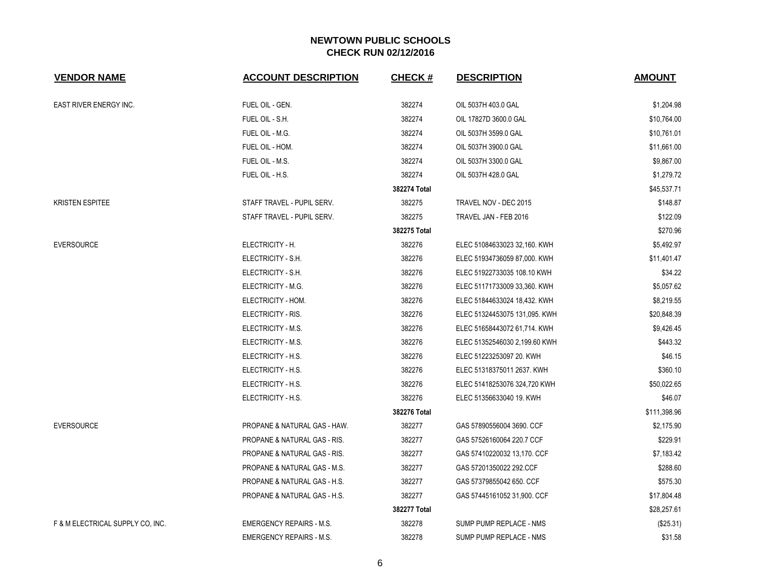# NEWTOWN PUBLIC SCHOOLS
## CHECK RUN 02/12/2016

| VENDOR NAME | ACCOUNT DESCRIPTION | CHECK # | DESCRIPTION | AMOUNT |
|---|---|---|---|---|
| EAST RIVER ENERGY INC. | FUEL OIL - GEN. | 382274 | OIL 5037H 403.0 GAL | $1,204.98 |
| | FUEL OIL - S.H. | 382274 | OIL 17827D 3600.0 GAL | $10,764.00 |
| | FUEL OIL - M.G. | 382274 | OIL 5037H 3599.0 GAL | $10,761.01 |
| | FUEL OIL - HOM. | 382274 | OIL 5037H 3900.0 GAL | $11,661.00 |
| | FUEL OIL - M.S. | 382274 | OIL 5037H 3300.0 GAL | $9,867.00 |
| | FUEL OIL - H.S. | 382274 | OIL 5037H 428.0 GAL | $1,279.72 |
| | | **382274 Total** | | $45,537.71 |
| KRISTEN ESPITEE | STAFF TRAVEL - PUPIL SERV. | 382275 | TRAVEL NOV - DEC 2015 | $148.87 |
| | STAFF TRAVEL - PUPIL SERV. | 382275 | TRAVEL JAN - FEB 2016 | $122.09 |
| | | **382275 Total** | | $270.96 |
| EVERSOURCE | ELECTRICITY - H. | 382276 | ELEC 51084633023 32,160. KWH | $5,492.97 |
| | ELECTRICITY - S.H. | 382276 | ELEC 51934736059 87,000. KWH | $11,401.47 |
| | ELECTRICITY - S.H. | 382276 | ELEC 51922733035 108.10 KWH | $34.22 |
| | ELECTRICITY - M.G. | 382276 | ELEC 51171733009 33,360. KWH | $5,057.62 |
| | ELECTRICITY - HOM. | 382276 | ELEC 51844633024 18,432. KWH | $8,219.55 |
| | ELECTRICITY - RIS. | 382276 | ELEC 51324453075 131,095. KWH | $20,848.39 |
| | ELECTRICITY - M.S. | 382276 | ELEC 51658443072 61,714. KWH | $9,426.45 |
| | ELECTRICITY - M.S. | 382276 | ELEC 51352546030 2,199.60 KWH | $443.32 |
| | ELECTRICITY - H.S. | 382276 | ELEC 51223253097 20. KWH | $46.15 |
| | ELECTRICITY - H.S. | 382276 | ELEC 51318375011 2637. KWH | $360.10 |
| | ELECTRICITY - H.S. | 382276 | ELEC 51418253076 324,720 KWH | $50,022.65 |
| | ELECTRICITY - H.S. | 382276 | ELEC 51356633040 19. KWH | $46.07 |
| | | **382276 Total** | | $111,398.96 |
| EVERSOURCE | PROPANE & NATURAL GAS - HAW. | 382277 | GAS 57890556004 3690. CCF | $2,175.90 |
| | PROPANE & NATURAL GAS - RIS. | 382277 | GAS 57526160064 220.7 CCF | $229.91 |
| | PROPANE & NATURAL GAS - RIS. | 382277 | GAS 57410220032 13,170. CCF | $7,183.42 |
| | PROPANE & NATURAL GAS - M.S. | 382277 | GAS 57201350022 292.CCF | $288.60 |
| | PROPANE & NATURAL GAS - H.S. | 382277 | GAS 57379855042 650. CCF | $575.30 |
| | PROPANE & NATURAL GAS - H.S. | 382277 | GAS 57445161052 31,900. CCF | $17,804.48 |
| | | **382277 Total** | | $28,257.61 |
| F & M ELECTRICAL SUPPLY CO, INC. | EMERGENCY REPAIRS - M.S. | 382278 | SUMP PUMP REPLACE - NMS | ($25.31) |
| | EMERGENCY REPAIRS - M.S. | 382278 | SUMP PUMP REPLACE - NMS | $31.58 |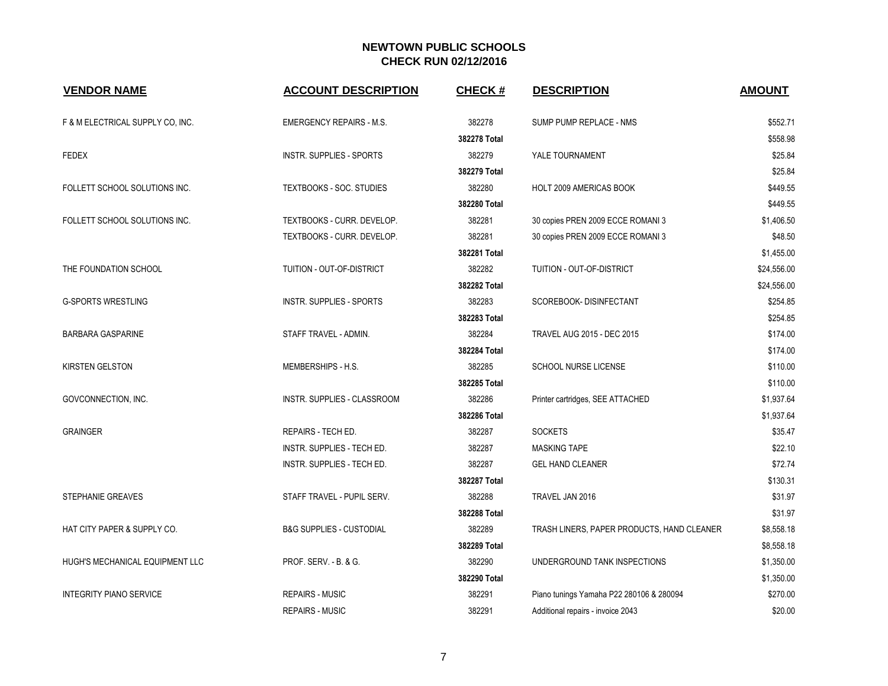# NEWTOWN PUBLIC SCHOOLS
## CHECK RUN 02/12/2016

| VENDOR NAME | ACCOUNT DESCRIPTION | CHECK # | DESCRIPTION | AMOUNT |
|---|---|---|---|---|
| F & M ELECTRICAL SUPPLY CO, INC. | EMERGENCY REPAIRS - M.S. | 382278 | SUMP PUMP REPLACE - NMS | $552.71 |
| | | **382278 Total** | | $558.98 |
| FEDEX | INSTR. SUPPLIES - SPORTS | 382279 | YALE TOURNAMENT | $25.84 |
| | | **382279 Total** | | $25.84 |
| FOLLETT SCHOOL SOLUTIONS INC. | TEXTBOOKS - SOC. STUDIES | 382280 | HOLT 2009 AMERICAS BOOK | $449.55 |
| | | **382280 Total** | | $449.55 |
| FOLLETT SCHOOL SOLUTIONS INC. | TEXTBOOKS - CURR. DEVELOP. | 382281 | 30 copies PREN 2009 ECCE ROMANI 3 | $1,406.50 |
| | TEXTBOOKS - CURR. DEVELOP. | 382281 | 30 copies PREN 2009 ECCE ROMANI 3 | $48.50 |
| | | **382281 Total** | | $1,455.00 |
| THE FOUNDATION SCHOOL | TUITION - OUT-OF-DISTRICT | 382282 | TUITION - OUT-OF-DISTRICT | $24,556.00 |
| | | **382282 Total** | | $24,556.00 |
| G-SPORTS WRESTLING | INSTR. SUPPLIES - SPORTS | 382283 | SCOREBOOK- DISINFECTANT | $254.85 |
| | | **382283 Total** | | $254.85 |
| BARBARA GASPARINE | STAFF TRAVEL - ADMIN. | 382284 | TRAVEL AUG 2015 - DEC 2015 | $174.00 |
| | | **382284 Total** | | $174.00 |
| KIRSTEN GELSTON | MEMBERSHIPS - H.S. | 382285 | SCHOOL NURSE LICENSE | $110.00 |
| | | **382285 Total** | | $110.00 |
| GOVCONNECTION, INC. | INSTR. SUPPLIES - CLASSROOM | 382286 | Printer cartridges, SEE ATTACHED | $1,937.64 |
| | | **382286 Total** | | $1,937.64 |
| GRAINGER | REPAIRS - TECH ED. | 382287 | SOCKETS | $35.47 |
| | INSTR. SUPPLIES - TECH ED. | 382287 | MASKING TAPE | $22.10 |
| | INSTR. SUPPLIES - TECH ED. | 382287 | GEL HAND CLEANER | $72.74 |
| | | **382287 Total** | | $130.31 |
| STEPHANIE GREAVES | STAFF TRAVEL - PUPIL SERV. | 382288 | TRAVEL JAN 2016 | $31.97 |
| | | **382288 Total** | | $31.97 |
| HAT CITY PAPER & SUPPLY CO. | B&G SUPPLIES - CUSTODIAL | 382289 | TRASH LINERS, PAPER PRODUCTS, HAND CLEANER | $8,558.18 |
| | | **382289 Total** | | $8,558.18 |
| HUGH'S MECHANICAL EQUIPMENT LLC | PROF. SERV. - B. & G. | 382290 | UNDERGROUND TANK INSPECTIONS | $1,350.00 |
| | | **382290 Total** | | $1,350.00 |
| INTEGRITY PIANO SERVICE | REPAIRS - MUSIC | 382291 | Piano tunings Yamaha P22 280106 & 280094 | $270.00 |
| | REPAIRS - MUSIC | 382291 | Additional repairs - invoice 2043 | $20.00 |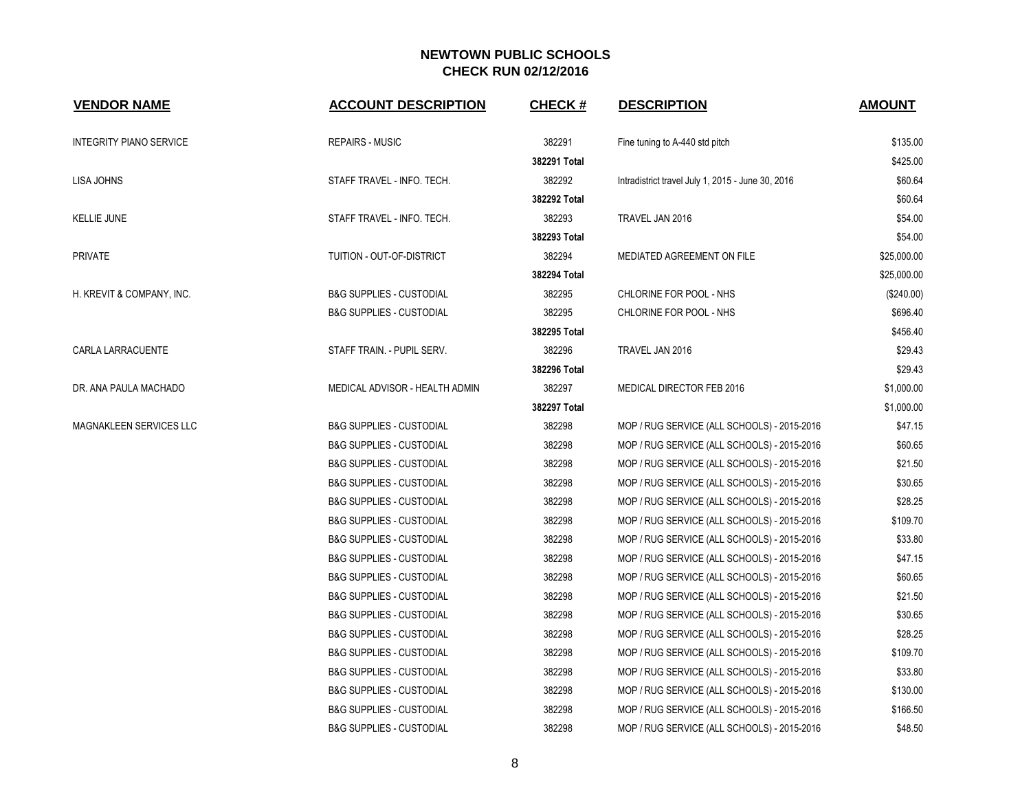# NEWTOWN PUBLIC SCHOOLS
## CHECK RUN 02/12/2016

| VENDOR NAME | ACCOUNT DESCRIPTION | CHECK # | DESCRIPTION | AMOUNT |
|---|---|---|---|---|
| INTEGRITY PIANO SERVICE | REPAIRS - MUSIC | 382291 | Fine tuning to A-440 std pitch | $135.00 |
| | | **382291 Total** | | $425.00 |
| LISA JOHNS | STAFF TRAVEL - INFO. TECH. | 382292 | Intradistrict travel July 1, 2015 - June 30, 2016 | $60.64 |
| | | **382292 Total** | | $60.64 |
| KELLIE JUNE | STAFF TRAVEL - INFO. TECH. | 382293 | TRAVEL JAN 2016 | $54.00 |
| | | **382293 Total** | | $54.00 |
| PRIVATE | TUITION - OUT-OF-DISTRICT | 382294 | MEDIATED AGREEMENT ON FILE | $25,000.00 |
| | | **382294 Total** | | $25,000.00 |
| H. KREVIT & COMPANY, INC. | B&G SUPPLIES - CUSTODIAL | 382295 | CHLORINE FOR POOL - NHS | ($240.00) |
| | B&G SUPPLIES - CUSTODIAL | 382295 | CHLORINE FOR POOL - NHS | $696.40 |
| | | **382295 Total** | | $456.40 |
| CARLA LARRACUENTE | STAFF TRAIN. - PUPIL SERV. | 382296 | TRAVEL JAN 2016 | $29.43 |
| | | **382296 Total** | | $29.43 |
| DR. ANA PAULA MACHADO | MEDICAL ADVISOR - HEALTH ADMIN | 382297 | MEDICAL DIRECTOR FEB 2016 | $1,000.00 |
| | | **382297 Total** | | $1,000.00 |
| MAGNAKLEEN SERVICES LLC | B&G SUPPLIES - CUSTODIAL | 382298 | MOP / RUG SERVICE (ALL SCHOOLS) - 2015-2016 | $47.15 |
| | B&G SUPPLIES - CUSTODIAL | 382298 | MOP / RUG SERVICE (ALL SCHOOLS) - 2015-2016 | $60.65 |
| | B&G SUPPLIES - CUSTODIAL | 382298 | MOP / RUG SERVICE (ALL SCHOOLS) - 2015-2016 | $21.50 |
| | B&G SUPPLIES - CUSTODIAL | 382298 | MOP / RUG SERVICE (ALL SCHOOLS) - 2015-2016 | $30.65 |
| | B&G SUPPLIES - CUSTODIAL | 382298 | MOP / RUG SERVICE (ALL SCHOOLS) - 2015-2016 | $28.25 |
| | B&G SUPPLIES - CUSTODIAL | 382298 | MOP / RUG SERVICE (ALL SCHOOLS) - 2015-2016 | $109.70 |
| | B&G SUPPLIES - CUSTODIAL | 382298 | MOP / RUG SERVICE (ALL SCHOOLS) - 2015-2016 | $33.80 |
| | B&G SUPPLIES - CUSTODIAL | 382298 | MOP / RUG SERVICE (ALL SCHOOLS) - 2015-2016 | $47.15 |
| | B&G SUPPLIES - CUSTODIAL | 382298 | MOP / RUG SERVICE (ALL SCHOOLS) - 2015-2016 | $60.65 |
| | B&G SUPPLIES - CUSTODIAL | 382298 | MOP / RUG SERVICE (ALL SCHOOLS) - 2015-2016 | $21.50 |
| | B&G SUPPLIES - CUSTODIAL | 382298 | MOP / RUG SERVICE (ALL SCHOOLS) - 2015-2016 | $30.65 |
| | B&G SUPPLIES - CUSTODIAL | 382298 | MOP / RUG SERVICE (ALL SCHOOLS) - 2015-2016 | $28.25 |
| | B&G SUPPLIES - CUSTODIAL | 382298 | MOP / RUG SERVICE (ALL SCHOOLS) - 2015-2016 | $109.70 |
| | B&G SUPPLIES - CUSTODIAL | 382298 | MOP / RUG SERVICE (ALL SCHOOLS) - 2015-2016 | $33.80 |
| | B&G SUPPLIES - CUSTODIAL | 382298 | MOP / RUG SERVICE (ALL SCHOOLS) - 2015-2016 | $130.00 |
| | B&G SUPPLIES - CUSTODIAL | 382298 | MOP / RUG SERVICE (ALL SCHOOLS) - 2015-2016 | $166.50 |
| | B&G SUPPLIES - CUSTODIAL | 382298 | MOP / RUG SERVICE (ALL SCHOOLS) - 2015-2016 | $48.50 |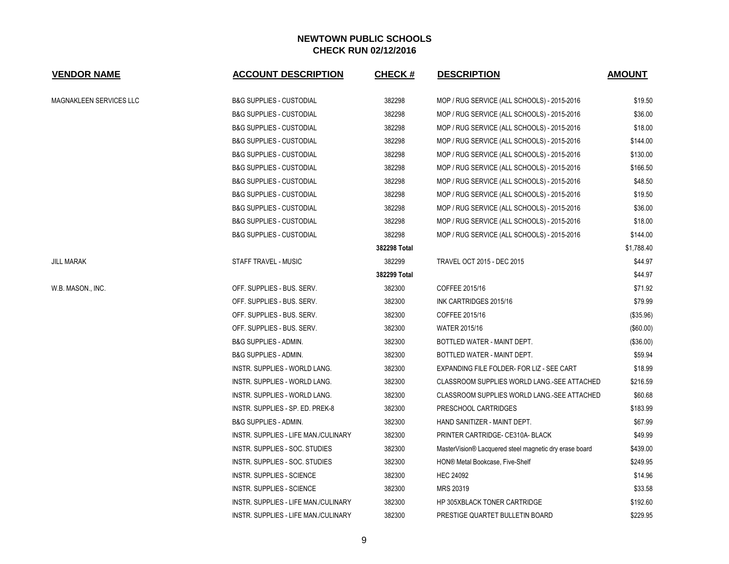# NEWTOWN PUBLIC SCHOOLS
## CHECK RUN 02/12/2016

| VENDOR NAME | ACCOUNT DESCRIPTION | CHECK # | DESCRIPTION | AMOUNT |
|---|---|---|---|---|
| MAGNAKLEEN SERVICES LLC | B&G SUPPLIES - CUSTODIAL | 382298 | MOP / RUG SERVICE (ALL SCHOOLS) - 2015-2016 | $19.50 |
| | B&G SUPPLIES - CUSTODIAL | 382298 | MOP / RUG SERVICE (ALL SCHOOLS) - 2015-2016 | $36.00 |
| | B&G SUPPLIES - CUSTODIAL | 382298 | MOP / RUG SERVICE (ALL SCHOOLS) - 2015-2016 | $18.00 |
| | B&G SUPPLIES - CUSTODIAL | 382298 | MOP / RUG SERVICE (ALL SCHOOLS) - 2015-2016 | $144.00 |
| | B&G SUPPLIES - CUSTODIAL | 382298 | MOP / RUG SERVICE (ALL SCHOOLS) - 2015-2016 | $130.00 |
| | B&G SUPPLIES - CUSTODIAL | 382298 | MOP / RUG SERVICE (ALL SCHOOLS) - 2015-2016 | $166.50 |
| | B&G SUPPLIES - CUSTODIAL | 382298 | MOP / RUG SERVICE (ALL SCHOOLS) - 2015-2016 | $48.50 |
| | B&G SUPPLIES - CUSTODIAL | 382298 | MOP / RUG SERVICE (ALL SCHOOLS) - 2015-2016 | $19.50 |
| | B&G SUPPLIES - CUSTODIAL | 382298 | MOP / RUG SERVICE (ALL SCHOOLS) - 2015-2016 | $36.00 |
| | B&G SUPPLIES - CUSTODIAL | 382298 | MOP / RUG SERVICE (ALL SCHOOLS) - 2015-2016 | $18.00 |
| | B&G SUPPLIES - CUSTODIAL | 382298 | MOP / RUG SERVICE (ALL SCHOOLS) - 2015-2016 | $144.00 |
| | | **382298 Total** | | $1,788.40 |
| JILL MARAK | STAFF TRAVEL - MUSIC | 382299 | TRAVEL OCT 2015 - DEC 2015 | $44.97 |
| | | **382299 Total** | | $44.97 |
| W.B. MASON., INC. | OFF. SUPPLIES - BUS. SERV. | 382300 | COFFEE 2015/16 | $71.92 |
| | OFF. SUPPLIES - BUS. SERV. | 382300 | INK CARTRIDGES 2015/16 | $79.99 |
| | OFF. SUPPLIES - BUS. SERV. | 382300 | COFFEE 2015/16 | ($35.96) |
| | OFF. SUPPLIES - BUS. SERV. | 382300 | WATER 2015/16 | ($60.00) |
| | B&G SUPPLIES - ADMIN. | 382300 | BOTTLED WATER - MAINT DEPT. | ($36.00) |
| | B&G SUPPLIES - ADMIN. | 382300 | BOTTLED WATER - MAINT DEPT. | $59.94 |
| | INSTR. SUPPLIES - WORLD LANG. | 382300 | EXPANDING FILE FOLDER- FOR LIZ - SEE CART | $18.99 |
| | INSTR. SUPPLIES - WORLD LANG. | 382300 | CLASSROOM SUPPLIES WORLD LANG.-SEE ATTACHED | $216.59 |
| | INSTR. SUPPLIES - WORLD LANG. | 382300 | CLASSROOM SUPPLIES WORLD LANG.-SEE ATTACHED | $60.68 |
| | INSTR. SUPPLIES - SP. ED. PREK-8 | 382300 | PRESCHOOL CARTRIDGES | $183.99 |
| | B&G SUPPLIES - ADMIN. | 382300 | HAND SANITIZER - MAINT DEPT. | $67.99 |
| | INSTR. SUPPLIES - LIFE MAN./CULINARY | 382300 | PRINTER CARTRIDGE- CE310A- BLACK | $49.99 |
| | INSTR. SUPPLIES - SOC. STUDIES | 382300 | MasterVision® Lacquered steel magnetic dry erase board | $439.00 |
| | INSTR. SUPPLIES - SOC. STUDIES | 382300 | HON® Metal Bookcase, Five-Shelf | $249.95 |
| | INSTR. SUPPLIES - SCIENCE | 382300 | HEC 24092 | $14.96 |
| | INSTR. SUPPLIES - SCIENCE | 382300 | MRS 20319 | $33.58 |
| | INSTR. SUPPLIES - LIFE MAN./CULINARY | 382300 | HP 305XBLACK TONER CARTRIDGE | $192.60 |
| | INSTR. SUPPLIES - LIFE MAN./CULINARY | 382300 | PRESTIGE QUARTET BULLETIN BOARD | $229.95 |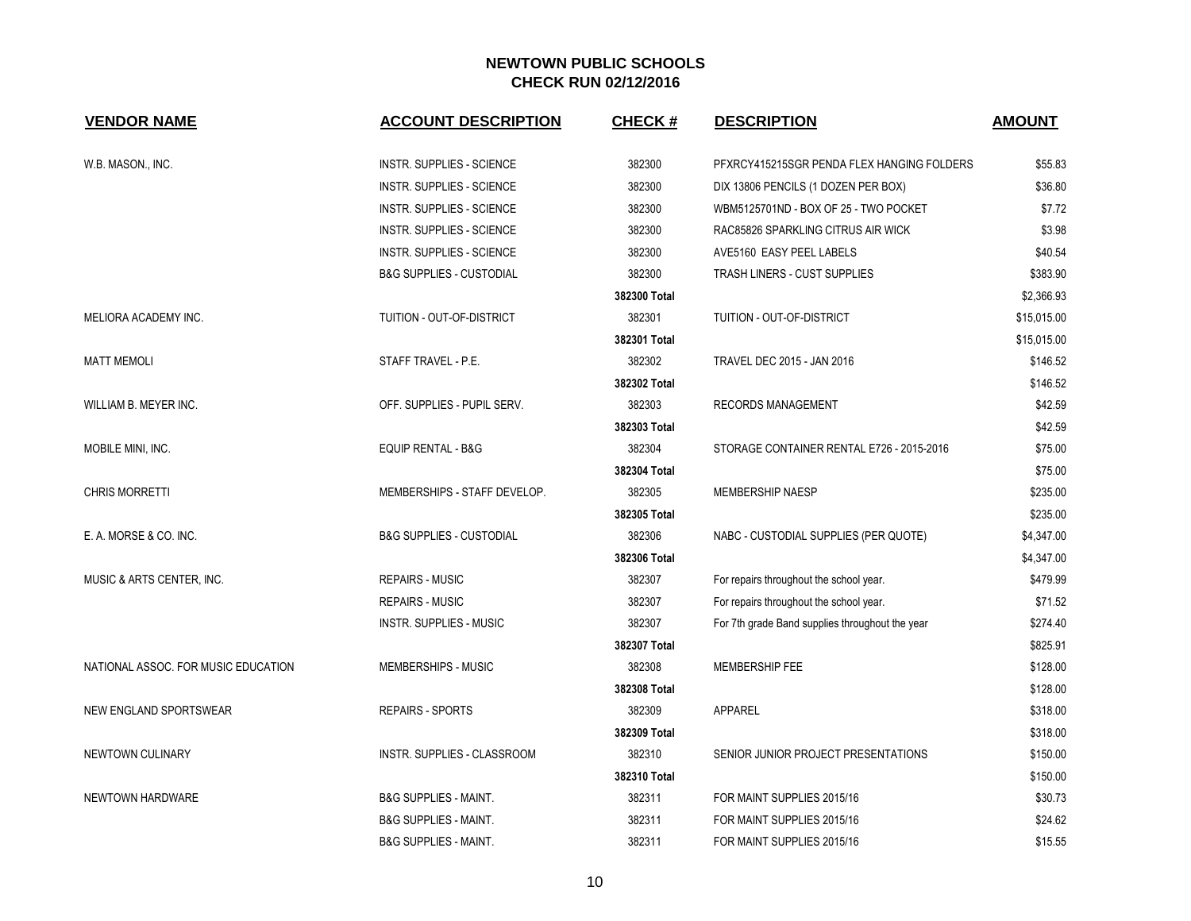# NEWTOWN PUBLIC SCHOOLS
## CHECK RUN 02/12/2016

| VENDOR NAME | ACCOUNT DESCRIPTION | CHECK # | DESCRIPTION | AMOUNT |
|---|---|---|---|---|
| W.B. MASON., INC. | INSTR. SUPPLIES - SCIENCE | 382300 | PFXRCY415215SGR PENDA FLEX HANGING FOLDERS | $55.83 |
| | INSTR. SUPPLIES - SCIENCE | 382300 | DIX 13806 PENCILS (1 DOZEN PER BOX) | $36.80 |
| | INSTR. SUPPLIES - SCIENCE | 382300 | WBM5125701ND - BOX OF 25 - TWO POCKET | $7.72 |
| | INSTR. SUPPLIES - SCIENCE | 382300 | RAC85826 SPARKLING CITRUS AIR WICK | $3.98 |
| | INSTR. SUPPLIES - SCIENCE | 382300 | AVE5160 EASY PEEL LABELS | $40.54 |
| | B&G SUPPLIES - CUSTODIAL | 382300 | TRASH LINERS - CUST SUPPLIES | $383.90 |
| | | **382300 Total** | | $2,366.93 |
| MELIORA ACADEMY INC. | TUITION - OUT-OF-DISTRICT | 382301 | TUITION - OUT-OF-DISTRICT | $15,015.00 |
| | | **382301 Total** | | $15,015.00 |
| MATT MEMOLI | STAFF TRAVEL - P.E. | 382302 | TRAVEL DEC 2015 - JAN 2016 | $146.52 |
| | | **382302 Total** | | $146.52 |
| WILLIAM B. MEYER INC. | OFF. SUPPLIES - PUPIL SERV. | 382303 | RECORDS MANAGEMENT | $42.59 |
| | | **382303 Total** | | $42.59 |
| MOBILE MINI, INC. | EQUIP RENTAL - B&G | 382304 | STORAGE CONTAINER RENTAL E726 - 2015-2016 | $75.00 |
| | | **382304 Total** | | $75.00 |
| CHRIS MORRETTI | MEMBERSHIPS - STAFF DEVELOP. | 382305 | MEMBERSHIP NAESP | $235.00 |
| | | **382305 Total** | | $235.00 |
| E. A. MORSE & CO. INC. | B&G SUPPLIES - CUSTODIAL | 382306 | NABC - CUSTODIAL SUPPLIES (PER QUOTE) | $4,347.00 |
| | | **382306 Total** | | $4,347.00 |
| MUSIC & ARTS CENTER, INC. | REPAIRS - MUSIC | 382307 | For repairs throughout the school year. | $479.99 |
| | REPAIRS - MUSIC | 382307 | For repairs throughout the school year. | $71.52 |
| | INSTR. SUPPLIES - MUSIC | 382307 | For 7th grade Band supplies throughout the year | $274.40 |
| | | **382307 Total** | | $825.91 |
| NATIONAL ASSOC. FOR MUSIC EDUCATION | MEMBERSHIPS - MUSIC | 382308 | MEMBERSHIP FEE | $128.00 |
| | | **382308 Total** | | $128.00 |
| NEW ENGLAND SPORTSWEAR | REPAIRS - SPORTS | 382309 | APPAREL | $318.00 |
| | | **382309 Total** | | $318.00 |
| NEWTOWN CULINARY | INSTR. SUPPLIES - CLASSROOM | 382310 | SENIOR JUNIOR PROJECT PRESENTATIONS | $150.00 |
| | | **382310 Total** | | $150.00 |
| NEWTOWN HARDWARE | B&G SUPPLIES - MAINT. | 382311 | FOR MAINT SUPPLIES 2015/16 | $30.73 |
| | B&G SUPPLIES - MAINT. | 382311 | FOR MAINT SUPPLIES 2015/16 | $24.62 |
| | B&G SUPPLIES - MAINT. | 382311 | FOR MAINT SUPPLIES 2015/16 | $15.55 |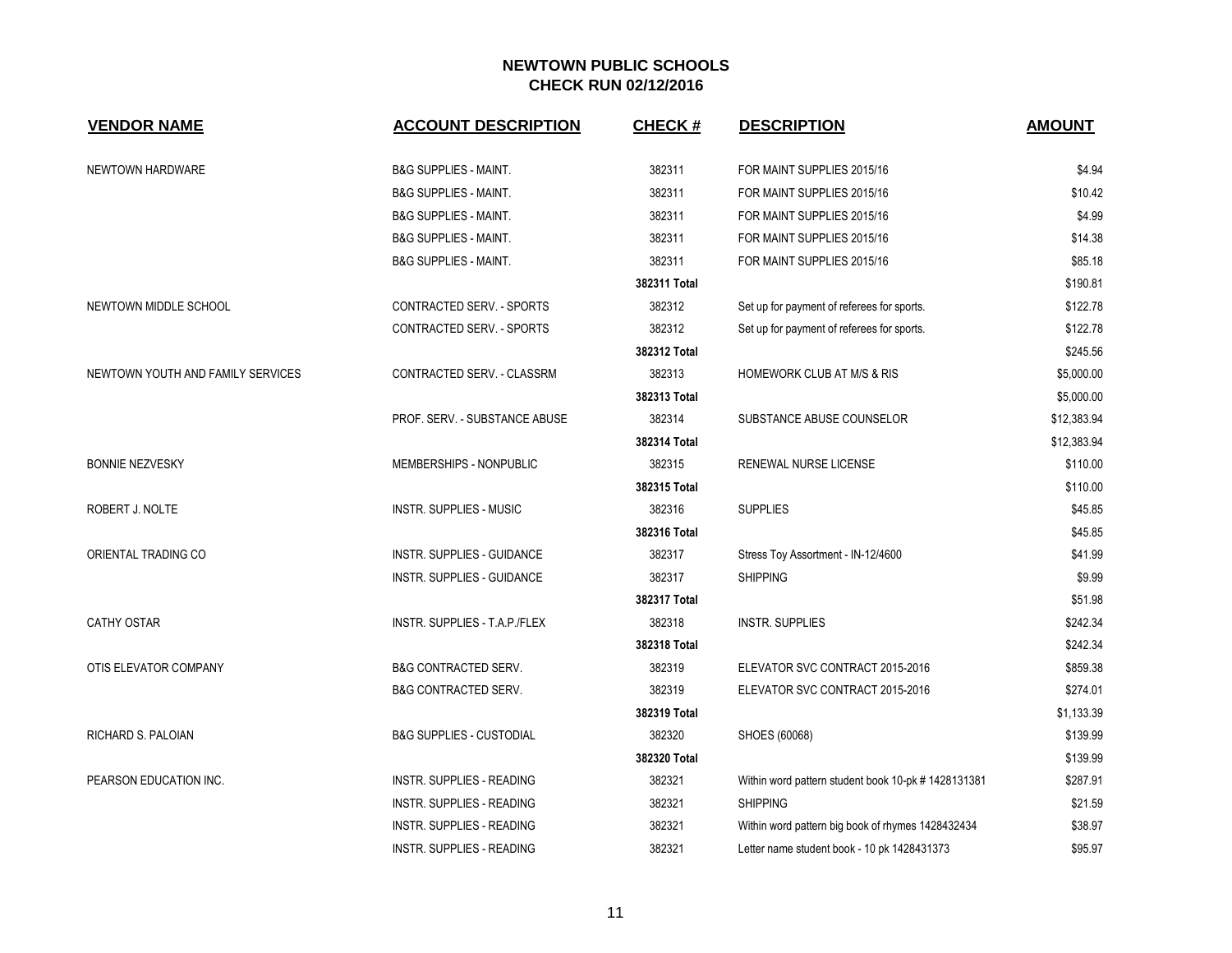# NEWTOWN PUBLIC SCHOOLS
## CHECK RUN 02/12/2016

| VENDOR NAME | ACCOUNT DESCRIPTION | CHECK # | DESCRIPTION | AMOUNT |
|---|---|---|---|---|
| NEWTOWN HARDWARE | B&G SUPPLIES - MAINT. | 382311 | FOR MAINT SUPPLIES 2015/16 | $4.94 |
| | B&G SUPPLIES - MAINT. | 382311 | FOR MAINT SUPPLIES 2015/16 | $10.42 |
| | B&G SUPPLIES - MAINT. | 382311 | FOR MAINT SUPPLIES 2015/16 | $4.99 |
| | B&G SUPPLIES - MAINT. | 382311 | FOR MAINT SUPPLIES 2015/16 | $14.38 |
| | B&G SUPPLIES - MAINT. | 382311 | FOR MAINT SUPPLIES 2015/16 | $85.18 |
| | | **382311 Total** | | $190.81 |
| NEWTOWN MIDDLE SCHOOL | CONTRACTED SERV. - SPORTS | 382312 | Set up for payment of referees for sports. | $122.78 |
| | CONTRACTED SERV. - SPORTS | 382312 | Set up for payment of referees for sports. | $122.78 |
| | | **382312 Total** | | $245.56 |
| NEWTOWN YOUTH AND FAMILY SERVICES | CONTRACTED SERV. - CLASSRM | 382313 | HOMEWORK CLUB AT M/S & RIS | $5,000.00 |
| | | **382313 Total** | | $5,000.00 |
| | PROF. SERV. - SUBSTANCE ABUSE | 382314 | SUBSTANCE ABUSE COUNSELOR | $12,383.94 |
| | | **382314 Total** | | $12,383.94 |
| BONNIE NEZVESKY | MEMBERSHIPS - NONPUBLIC | 382315 | RENEWAL NURSE LICENSE | $110.00 |
| | | **382315 Total** | | $110.00 |
| ROBERT J. NOLTE | INSTR. SUPPLIES - MUSIC | 382316 | SUPPLIES | $45.85 |
| | | **382316 Total** | | $45.85 |
| ORIENTAL TRADING CO | INSTR. SUPPLIES - GUIDANCE | 382317 | Stress Toy Assortment - IN-12/4600 | $41.99 |
| | INSTR. SUPPLIES - GUIDANCE | 382317 | SHIPPING | $9.99 |
| | | **382317 Total** | | $51.98 |
| CATHY OSTAR | INSTR. SUPPLIES - T.A.P./FLEX | 382318 | INSTR. SUPPLIES | $242.34 |
| | | **382318 Total** | | $242.34 |
| OTIS ELEVATOR COMPANY | B&G CONTRACTED SERV. | 382319 | ELEVATOR SVC CONTRACT 2015-2016 | $859.38 |
| | B&G CONTRACTED SERV. | 382319 | ELEVATOR SVC CONTRACT 2015-2016 | $274.01 |
| | | **382319 Total** | | $1,133.39 |
| RICHARD S. PALOIAN | B&G SUPPLIES - CUSTODIAL | 382320 | SHOES (60068) | $139.99 |
| | | **382320 Total** | | $139.99 |
| PEARSON EDUCATION INC. | INSTR. SUPPLIES - READING | 382321 | Within word pattern student book 10-pk # 1428131381 | $287.91 |
| | INSTR. SUPPLIES - READING | 382321 | SHIPPING | $21.59 |
| | INSTR. SUPPLIES - READING | 382321 | Within word pattern big book of rhymes 1428432434 | $38.97 |
| | INSTR. SUPPLIES - READING | 382321 | Letter name student book - 10 pk 1428431373 | $95.97 |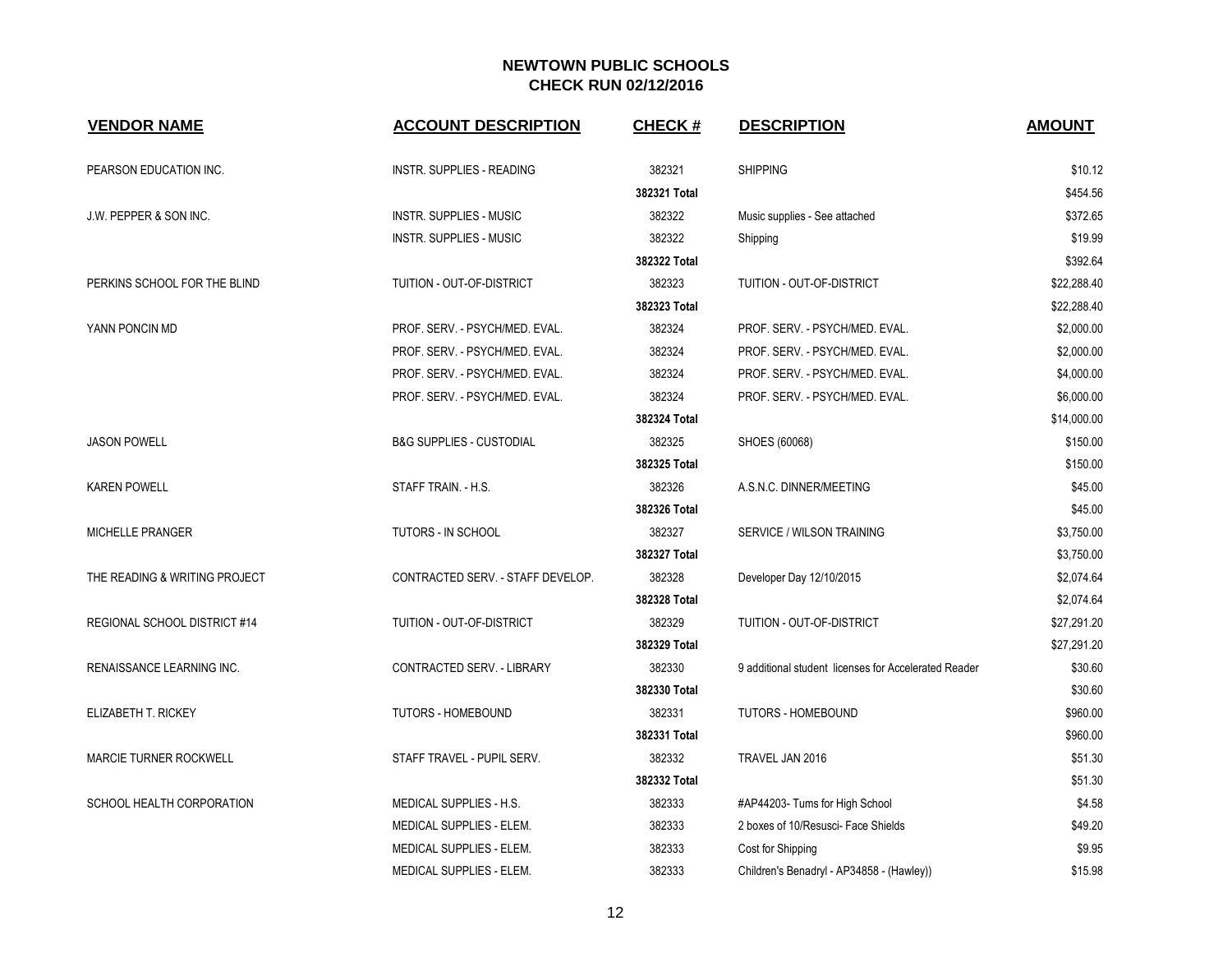# NEWTOWN PUBLIC SCHOOLS
## CHECK RUN 02/12/2016

| VENDOR NAME | ACCOUNT DESCRIPTION | CHECK # | DESCRIPTION | AMOUNT |
|---|---|---|---|---|
| PEARSON EDUCATION INC. | INSTR. SUPPLIES - READING | 382321 | SHIPPING | $10.12 |
| | | **382321 Total** | | $454.56 |
| J.W. PEPPER & SON INC. | INSTR. SUPPLIES - MUSIC | 382322 | Music supplies - See attached | $372.65 |
| | INSTR. SUPPLIES - MUSIC | 382322 | Shipping | $19.99 |
| | | **382322 Total** | | $392.64 |
| PERKINS SCHOOL FOR THE BLIND | TUITION - OUT-OF-DISTRICT | 382323 | TUITION - OUT-OF-DISTRICT | $22,288.40 |
| | | **382323 Total** | | $22,288.40 |
| YANN PONCIN MD | PROF. SERV. - PSYCH/MED. EVAL. | 382324 | PROF. SERV. - PSYCH/MED. EVAL. | $2,000.00 |
| | PROF. SERV. - PSYCH/MED. EVAL. | 382324 | PROF. SERV. - PSYCH/MED. EVAL. | $2,000.00 |
| | PROF. SERV. - PSYCH/MED. EVAL. | 382324 | PROF. SERV. - PSYCH/MED. EVAL. | $4,000.00 |
| | PROF. SERV. - PSYCH/MED. EVAL. | 382324 | PROF. SERV. - PSYCH/MED. EVAL. | $6,000.00 |
| | | **382324 Total** | | $14,000.00 |
| JASON POWELL | B&G SUPPLIES - CUSTODIAL | 382325 | SHOES (60068) | $150.00 |
| | | **382325 Total** | | $150.00 |
| KAREN POWELL | STAFF TRAIN. - H.S. | 382326 | A.S.N.C. DINNER/MEETING | $45.00 |
| | | **382326 Total** | | $45.00 |
| MICHELLE PRANGER | TUTORS - IN SCHOOL | 382327 | SERVICE / WILSON TRAINING | $3,750.00 |
| | | **382327 Total** | | $3,750.00 |
| THE READING & WRITING PROJECT | CONTRACTED SERV. - STAFF DEVELOP. | 382328 | Developer Day 12/10/2015 | $2,074.64 |
| | | **382328 Total** | | $2,074.64 |
| REGIONAL SCHOOL DISTRICT #14 | TUITION - OUT-OF-DISTRICT | 382329 | TUITION - OUT-OF-DISTRICT | $27,291.20 |
| | | **382329 Total** | | $27,291.20 |
| RENAISSANCE LEARNING INC. | CONTRACTED SERV. - LIBRARY | 382330 | 9 additional student licenses for Accelerated Reader | $30.60 |
| | | **382330 Total** | | $30.60 |
| ELIZABETH T. RICKEY | TUTORS - HOMEBOUND | 382331 | TUTORS - HOMEBOUND | $960.00 |
| | | **382331 Total** | | $960.00 |
| MARCIE TURNER ROCKWELL | STAFF TRAVEL - PUPIL SERV. | 382332 | TRAVEL JAN 2016 | $51.30 |
| | | **382332 Total** | | $51.30 |
| SCHOOL HEALTH CORPORATION | MEDICAL SUPPLIES - H.S. | 382333 | #AP44203- Tums for High School | $4.58 |
| | MEDICAL SUPPLIES - ELEM. | 382333 | 2 boxes of 10/Resusci- Face Shields | $49.20 |
| | MEDICAL SUPPLIES - ELEM. | 382333 | Cost for Shipping | $9.95 |
| | MEDICAL SUPPLIES - ELEM. | 382333 | Children's Benadryl - AP34858 - (Hawley)) | $15.98 |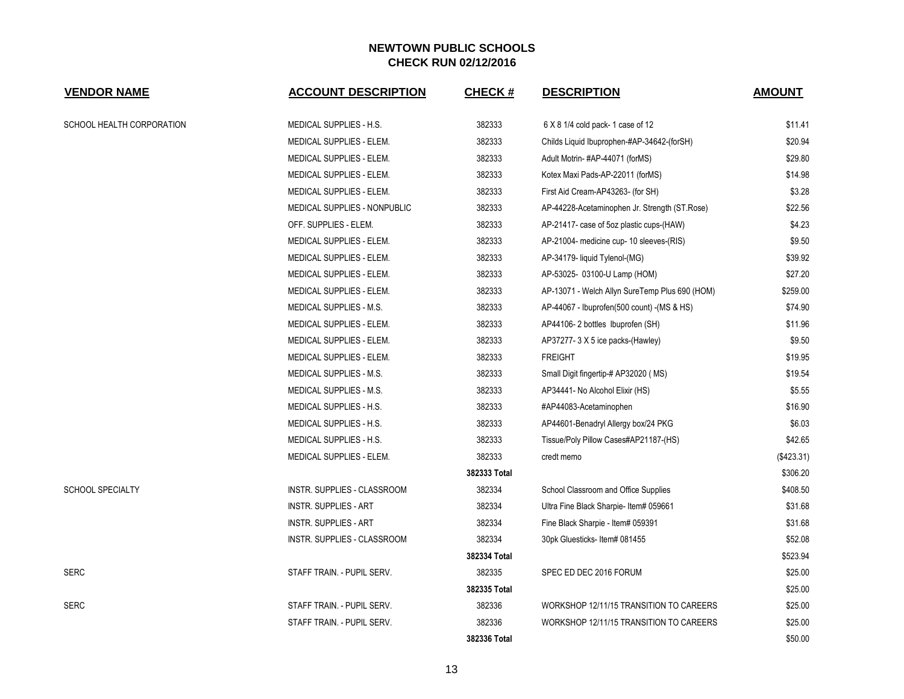# NEWTOWN PUBLIC SCHOOLS
## CHECK RUN 02/12/2016

| VENDOR NAME | ACCOUNT DESCRIPTION | CHECK # | DESCRIPTION | AMOUNT |
|---|---|---|---|---|
| SCHOOL HEALTH CORPORATION | MEDICAL SUPPLIES - H.S. | 382333 | 6 X 8 1/4 cold pack- 1 case of 12 | $11.41 |
| | MEDICAL SUPPLIES - ELEM. | 382333 | Childs Liquid Ibuprophen-#AP-34642-(forSH) | $20.94 |
| | MEDICAL SUPPLIES - ELEM. | 382333 | Adult Motrin- #AP-44071 (forMS) | $29.80 |
| | MEDICAL SUPPLIES - ELEM. | 382333 | Kotex Maxi Pads-AP-22011 (forMS) | $14.98 |
| | MEDICAL SUPPLIES - ELEM. | 382333 | First Aid Cream-AP43263- (for SH) | $3.28 |
| | MEDICAL SUPPLIES - NONPUBLIC | 382333 | AP-44228-Acetaminophen Jr. Strength (ST.Rose) | $22.56 |
| | OFF. SUPPLIES - ELEM. | 382333 | AP-21417- case of 5oz plastic cups-(HAW) | $4.23 |
| | MEDICAL SUPPLIES - ELEM. | 382333 | AP-21004- medicine cup- 10 sleeves-(RIS) | $9.50 |
| | MEDICAL SUPPLIES - ELEM. | 382333 | AP-34179- liquid Tylenol-(MG) | $39.92 |
| | MEDICAL SUPPLIES - ELEM. | 382333 | AP-53025- 03100-U Lamp (HOM) | $27.20 |
| | MEDICAL SUPPLIES - ELEM. | 382333 | AP-13071 - Welch Allyn SureTemp Plus 690 (HOM) | $259.00 |
| | MEDICAL SUPPLIES - M.S. | 382333 | AP-44067 - Ibuprofen(500 count) -(MS & HS) | $74.90 |
| | MEDICAL SUPPLIES - ELEM. | 382333 | AP44106- 2 bottles Ibuprofen (SH) | $11.96 |
| | MEDICAL SUPPLIES - ELEM. | 382333 | AP37277- 3 X 5 ice packs-(Hawley) | $9.50 |
| | MEDICAL SUPPLIES - ELEM. | 382333 | FREIGHT | $19.95 |
| | MEDICAL SUPPLIES - M.S. | 382333 | Small Digit fingertip-# AP32020 ( MS) | $19.54 |
| | MEDICAL SUPPLIES - M.S. | 382333 | AP34441- No Alcohol Elixir (HS) | $5.55 |
| | MEDICAL SUPPLIES - H.S. | 382333 | #AP44083-Acetaminophen | $16.90 |
| | MEDICAL SUPPLIES - H.S. | 382333 | AP44601-Benadryl Allergy box/24 PKG | $6.03 |
| | MEDICAL SUPPLIES - H.S. | 382333 | Tissue/Poly Pillow Cases#AP21187-(HS) | $42.65 |
| | MEDICAL SUPPLIES - ELEM. | 382333 | credt memo | ($423.31) |
| | | **382333 Total** | | $306.20 |
| SCHOOL SPECIALTY | INSTR. SUPPLIES - CLASSROOM | 382334 | School Classroom and Office Supplies | $408.50 |
| | INSTR. SUPPLIES - ART | 382334 | Ultra Fine Black Sharpie- Item# 059661 | $31.68 |
| | INSTR. SUPPLIES - ART | 382334 | Fine Black Sharpie - Item# 059391 | $31.68 |
| | INSTR. SUPPLIES - CLASSROOM | 382334 | 30pk Gluesticks- Item# 081455 | $52.08 |
| | | **382334 Total** | | $523.94 |
| SERC | STAFF TRAIN. - PUPIL SERV. | 382335 | SPEC ED DEC 2016 FORUM | $25.00 |
| | | **382335 Total** | | $25.00 |
| SERC | STAFF TRAIN. - PUPIL SERV. | 382336 | WORKSHOP 12/11/15 TRANSITION TO CAREERS | $25.00 |
| | STAFF TRAIN. - PUPIL SERV. | 382336 | WORKSHOP 12/11/15 TRANSITION TO CAREERS | $25.00 |
| | | **382336 Total** | | $50.00 |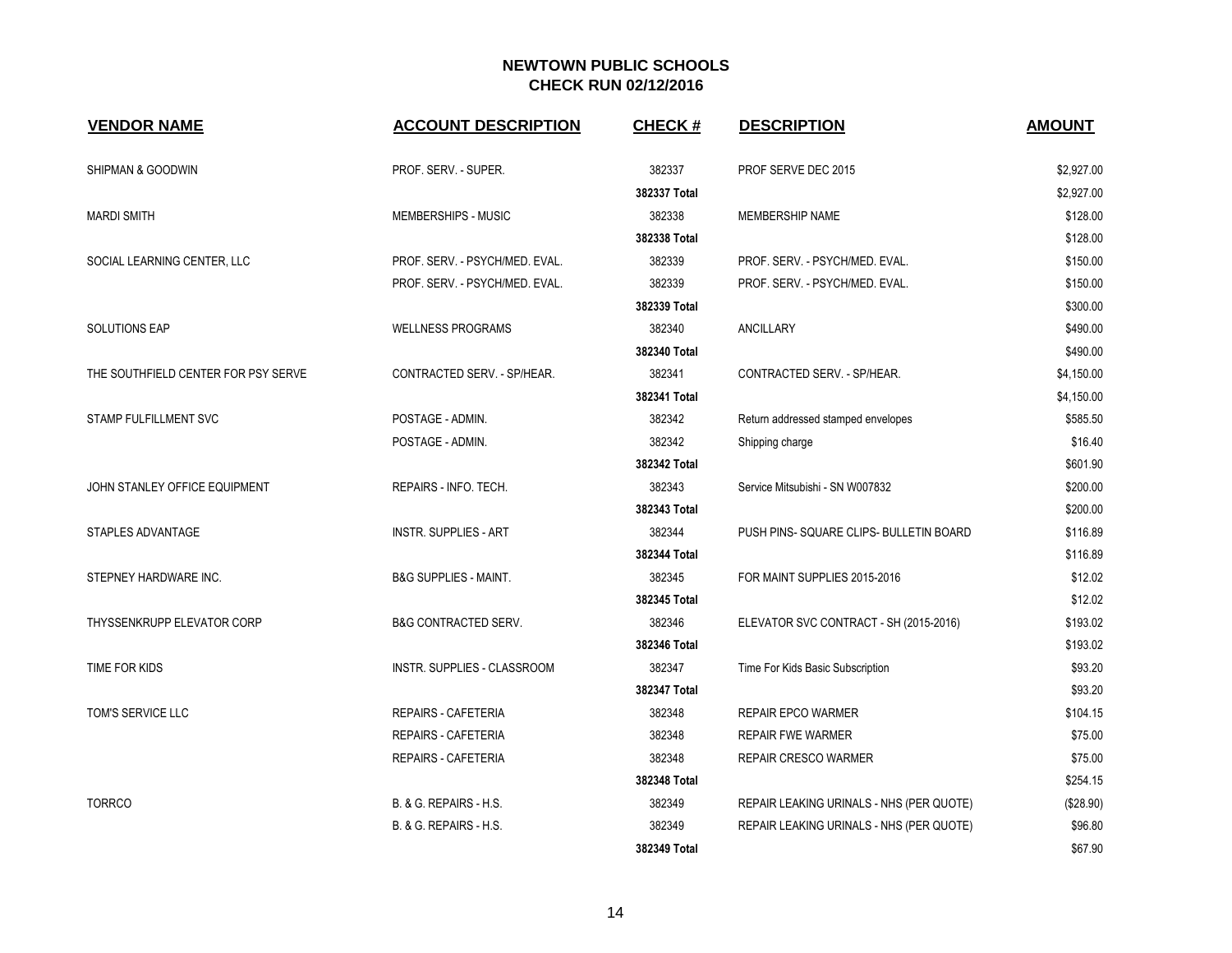## NEWTOWN PUBLIC SCHOOLS
## CHECK RUN 02/12/2016

| VENDOR NAME | ACCOUNT DESCRIPTION | CHECK # | DESCRIPTION | AMOUNT |
|---|---|---|---|---|
| SHIPMAN & GOODWIN | PROF. SERV. - SUPER. | 382337 | PROF SERVE DEC 2015 | $2,927.00 |
| | | **382337 Total** | | $2,927.00 |
| MARDI SMITH | MEMBERSHIPS - MUSIC | 382338 | MEMBERSHIP NAME | $128.00 |
| | | **382338 Total** | | $128.00 |
| SOCIAL LEARNING CENTER, LLC | PROF. SERV. - PSYCH/MED. EVAL. | 382339 | PROF. SERV. - PSYCH/MED. EVAL. | $150.00 |
| | PROF. SERV. - PSYCH/MED. EVAL. | 382339 | PROF. SERV. - PSYCH/MED. EVAL. | $150.00 |
| | | **382339 Total** | | $300.00 |
| SOLUTIONS EAP | WELLNESS PROGRAMS | 382340 | ANCILLARY | $490.00 |
| | | **382340 Total** | | $490.00 |
| THE SOUTHFIELD CENTER FOR PSY SERVE | CONTRACTED SERV. - SP/HEAR. | 382341 | CONTRACTED SERV. - SP/HEAR. | $4,150.00 |
| | | **382341 Total** | | $4,150.00 |
| STAMP FULFILLMENT SVC | POSTAGE - ADMIN. | 382342 | Return addressed stamped envelopes | $585.50 |
| | POSTAGE - ADMIN. | 382342 | Shipping charge | $16.40 |
| | | **382342 Total** | | $601.90 |
| JOHN STANLEY OFFICE EQUIPMENT | REPAIRS - INFO. TECH. | 382343 | Service Mitsubishi - SN W007832 | $200.00 |
| | | **382343 Total** | | $200.00 |
| STAPLES ADVANTAGE | INSTR. SUPPLIES - ART | 382344 | PUSH PINS- SQUARE CLIPS- BULLETIN BOARD | $116.89 |
| | | **382344 Total** | | $116.89 |
| STEPNEY HARDWARE INC. | B&G SUPPLIES - MAINT. | 382345 | FOR MAINT SUPPLIES 2015-2016 | $12.02 |
| | | **382345 Total** | | $12.02 |
| THYSSENKRUPP ELEVATOR CORP | B&G CONTRACTED SERV. | 382346 | ELEVATOR SVC CONTRACT - SH (2015-2016) | $193.02 |
| | | **382346 Total** | | $193.02 |
| TIME FOR KIDS | INSTR. SUPPLIES - CLASSROOM | 382347 | Time For Kids Basic Subscription | $93.20 |
| | | **382347 Total** | | $93.20 |
| TOM'S SERVICE LLC | REPAIRS - CAFETERIA | 382348 | REPAIR EPCO WARMER | $104.15 |
| | REPAIRS - CAFETERIA | 382348 | REPAIR FWE WARMER | $75.00 |
| | REPAIRS - CAFETERIA | 382348 | REPAIR CRESCO WARMER | $75.00 |
| | | **382348 Total** | | $254.15 |
| TORRCO | B. & G. REPAIRS - H.S. | 382349 | REPAIR LEAKING URINALS - NHS (PER QUOTE) | ($28.90) |
| | B. & G. REPAIRS - H.S. | 382349 | REPAIR LEAKING URINALS - NHS (PER QUOTE) | $96.80 |
| | | **382349 Total** | | $67.90 |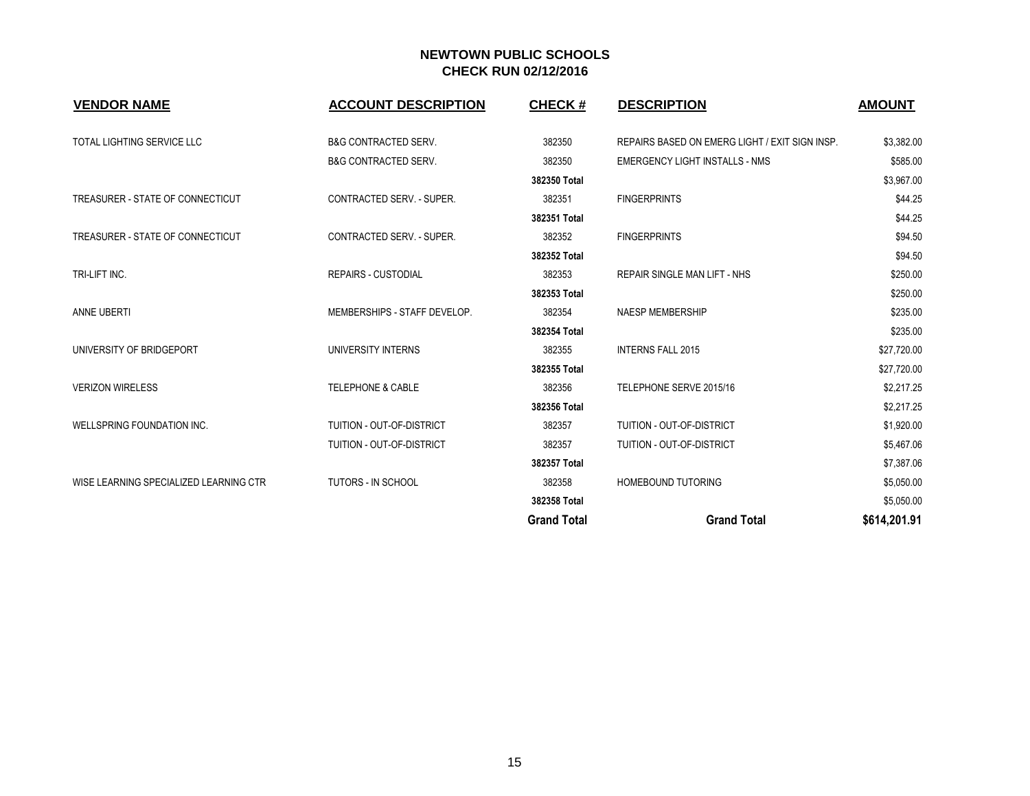# NEWTOWN PUBLIC SCHOOLS
## CHECK RUN 02/12/2016

| VENDOR NAME | ACCOUNT DESCRIPTION | CHECK # | DESCRIPTION | AMOUNT |
|---|---|---|---|---|
| TOTAL LIGHTING SERVICE LLC | B&G CONTRACTED SERV. | 382350 | REPAIRS BASED ON EMERG LIGHT / EXIT SIGN INSP. | $3,382.00 |
| | B&G CONTRACTED SERV. | 382350 | EMERGENCY LIGHT INSTALLS - NMS | $585.00 |
| | | **382350 Total** | | $3,967.00 |
| TREASURER - STATE OF CONNECTICUT | CONTRACTED SERV. - SUPER. | 382351 | FINGERPRINTS | $44.25 |
| | | **382351 Total** | | $44.25 |
| TREASURER - STATE OF CONNECTICUT | CONTRACTED SERV. - SUPER. | 382352 | FINGERPRINTS | $94.50 |
| | | **382352 Total** | | $94.50 |
| TRI-LIFT INC. | REPAIRS - CUSTODIAL | 382353 | REPAIR SINGLE MAN LIFT - NHS | $250.00 |
| | | **382353 Total** | | $250.00 |
| ANNE UBERTI | MEMBERSHIPS - STAFF DEVELOP. | 382354 | NAESP MEMBERSHIP | $235.00 |
| | | **382354 Total** | | $235.00 |
| UNIVERSITY OF BRIDGEPORT | UNIVERSITY INTERNS | 382355 | INTERNS FALL 2015 | $27,720.00 |
| | | **382355 Total** | | $27,720.00 |
| VERIZON WIRELESS | TELEPHONE & CABLE | 382356 | TELEPHONE SERVE 2015/16 | $2,217.25 |
| | | **382356 Total** | | $2,217.25 |
| WELLSPRING FOUNDATION INC. | TUITION - OUT-OF-DISTRICT | 382357 | TUITION - OUT-OF-DISTRICT | $1,920.00 |
| | TUITION - OUT-OF-DISTRICT | 382357 | TUITION - OUT-OF-DISTRICT | $5,467.06 |
| | | **382357 Total** | | $7,387.06 |
| WISE LEARNING SPECIALIZED LEARNING CTR | TUTORS - IN SCHOOL | 382358 | HOMEBOUND TUTORING | $5,050.00 |
| | | **382358 Total** | | $5,050.00 |
| | | **Grand Total** | **Grand Total** | **$614,201.91** |